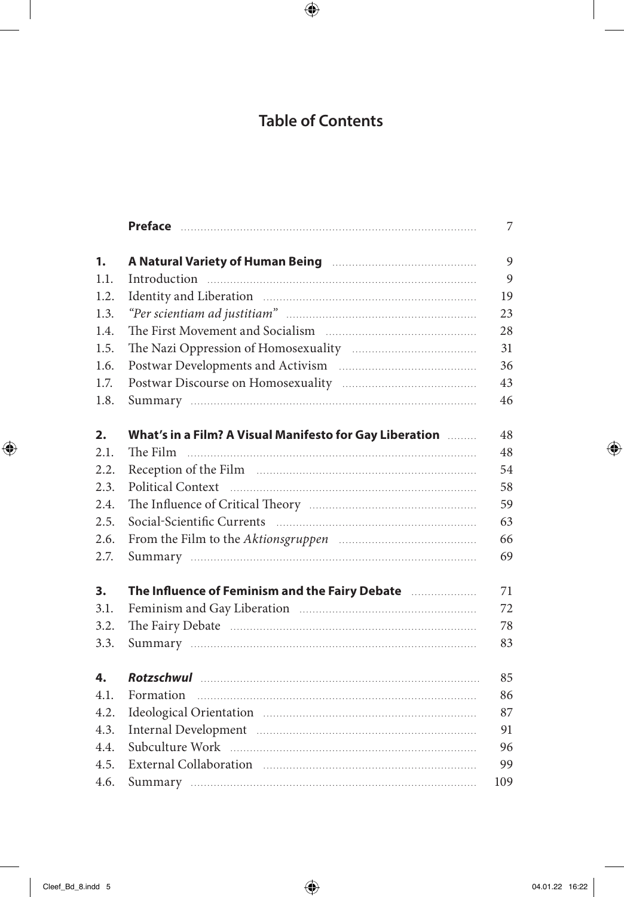# Table of Contents

| | | |
|---|---|---|
| | **Preface** | 7 |
| **1.** | **A Natural Variety of Human Being** | 9 |
| 1.1. | Introduction | 9 |
| 1.2. | Identity and Liberation | 19 |
| 1.3. | *"Per scientiam ad justitiam"* | 23 |
| 1.4. | The First Movement and Socialism | 28 |
| 1.5. | The Nazi Oppression of Homosexuality | 31 |
| 1.6. | Postwar Developments and Activism | 36 |
| 1.7. | Postwar Discourse on Homosexuality | 43 |
| 1.8. | Summary | 46 |
| **2.** | **What's in a Film? A Visual Manifesto for Gay Liberation** | 48 |
| 2.1. | The Film | 48 |
| 2.2. | Reception of the Film | 54 |
| 2.3. | Political Context | 58 |
| 2.4. | The Influence of Critical Theory | 59 |
| 2.5. | Social-Scientific Currents | 63 |
| 2.6. | From the Film to the *Aktionsgruppen* | 66 |
| 2.7. | Summary | 69 |
| **3.** | **The Influence of Feminism and the Fairy Debate** | 71 |
| 3.1. | Feminism and Gay Liberation | 72 |
| 3.2. | The Fairy Debate | 78 |
| 3.3. | Summary | 83 |
| **4.** | ***Rotzschwul*** | 85 |
| 4.1. | Formation | 86 |
| 4.2. | Ideological Orientation | 87 |
| 4.3. | Internal Development | 91 |
| 4.4. | Subculture Work | 96 |
| 4.5. | External Collaboration | 99 |
| 4.6. | Summary | 109 |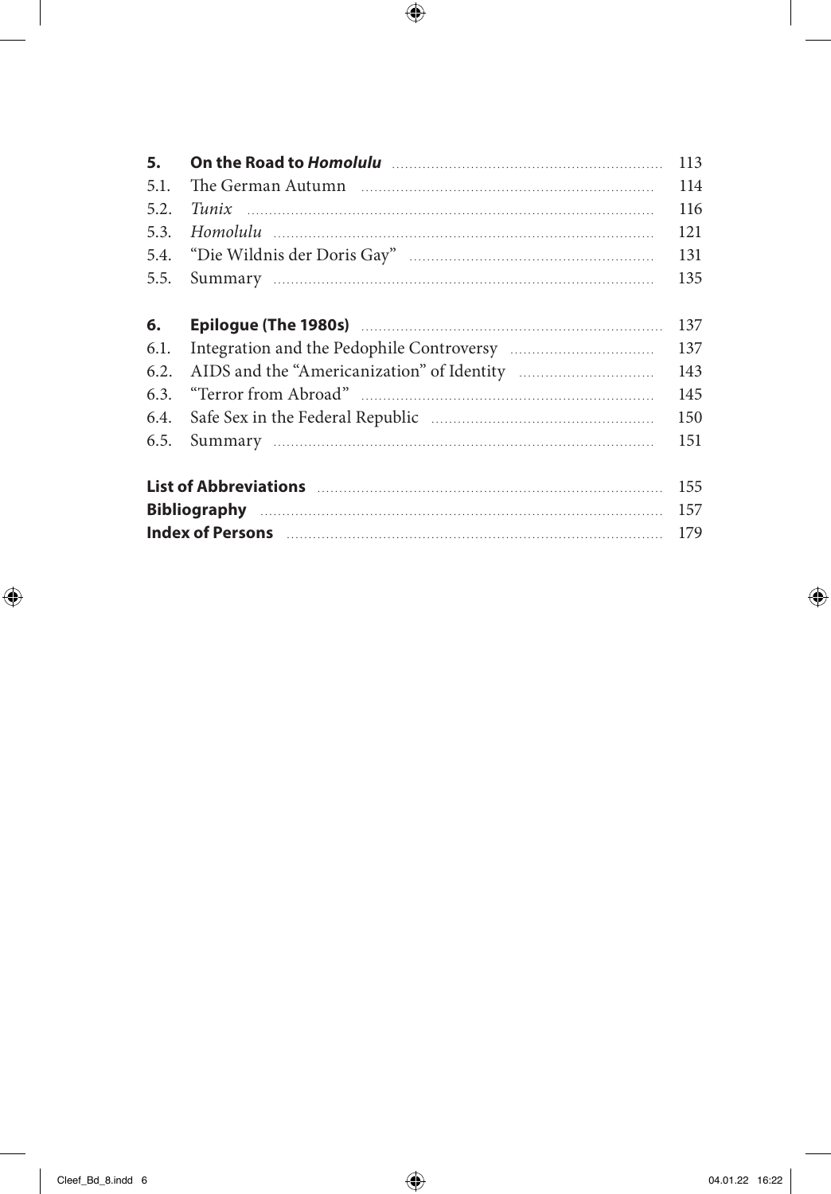| | | |
|---|---|---|
| **5.** | **On the Road to *Homolulu*** | 113 |
| 5.1. | The German Autumn | 114 |
| 5.2. | *Tunix* | 116 |
| 5.3. | *Homolulu* | 121 |
| 5.4. | "Die Wildnis der Doris Gay" | 131 |
| 5.5. | Summary | 135 |
| **6.** | **Epilogue (The 1980s)** | 137 |
| 6.1. | Integration and the Pedophile Controversy | 137 |
| 6.2. | AIDS and the "Americanization" of Identity | 143 |
| 6.3. | "Terror from Abroad" | 145 |
| 6.4. | Safe Sex in the Federal Republic | 150 |
| 6.5. | Summary | 151 |
| | **List of Abbreviations** | 155 |
| | **Bibliography** | 157 |
| | **Index of Persons** | 179 |